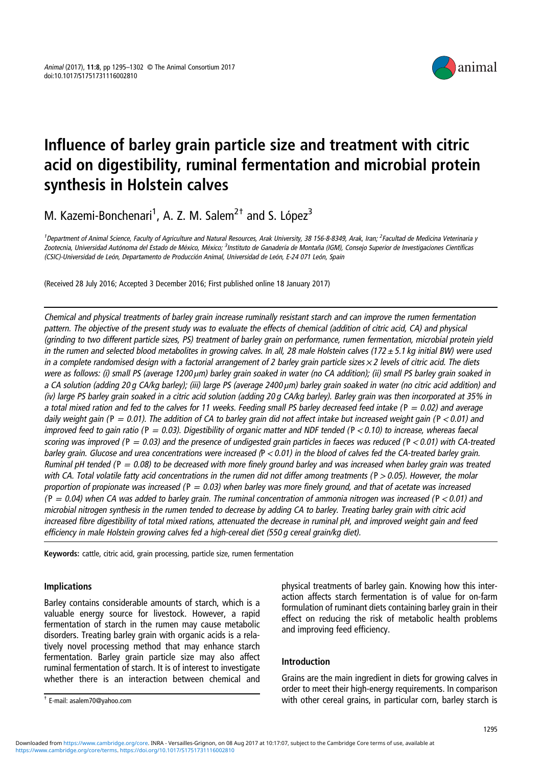# Influence of barley grain particle size and treatment with citric acid on digestibility, ruminal fermentation and microbial protein synthesis in Holstein calves

M. Kazemi-Bonchenari[1], A. Z. M. Salem[2†] and S. López[3]

[1]Department of Animal Science, Faculty of Agriculture and Natural Resources, Arak University, 38 156-8-8349, Arak, Iran; [2]Facultad de Medicina Veterinaria y Zootecnia, Universidad Autónoma del Estado de México, México; [3]Instituto de Ganadería de Montaña (IGM), Consejo Superior de Investigaciones Científicas (CSIC)-Universidad de León, Departamento de Producción Animal, Universidad de León, E-24 071 León, Spain

(Received 28 July 2016; Accepted 3 December 2016; First published online 18 January 2017)

*Chemical and physical treatments of barley grain increase ruminally resistant starch and can improve the rumen fermentation pattern. The objective of the present study was to evaluate the effects of chemical (addition of citric acid, CA) and physical (grinding to two different particle sizes, PS) treatment of barley grain on performance, rumen fermentation, microbial protein yield in the rumen and selected blood metabolites in growing calves. In all, 28 male Holstein calves (172 ± 5.1 kg initial BW) were used in a complete randomised design with a factorial arrangement of 2 barley grain particle sizes × 2 levels of citric acid. The diets were as follows: (i) small PS (average 1200 μm) barley grain soaked in water (no CA addition); (ii) small PS barley grain soaked in a CA solution (adding 20 g CA/kg barley); (iii) large PS (average 2400 μm) barley grain soaked in water (no citric acid addition) and (iv) large PS barley grain soaked in a citric acid solution (adding 20 g CA/kg barley). Barley grain was then incorporated at 35% in a total mixed ration and fed to the calves for 11 weeks. Feeding small PS barley decreased feed intake (P = 0.02) and average daily weight gain (P = 0.01). The addition of CA to barley grain did not affect intake but increased weight gain (P < 0.01) and improved feed to gain ratio (P = 0.03). Digestibility of organic matter and NDF tended (P < 0.10) to increase, whereas faecal scoring was improved (P = 0.03) and the presence of undigested grain particles in faeces was reduced (P < 0.01) with CA-treated barley grain. Glucose and urea concentrations were increased (P < 0.01) in the blood of calves fed the CA-treated barley grain. Ruminal pH tended (P = 0.08) to be decreased with more finely ground barley and was increased when barley grain was treated with CA. Total volatile fatty acid concentrations in the rumen did not differ among treatments (P > 0.05). However, the molar proportion of propionate was increased (P = 0.03) when barley was more finely ground, and that of acetate was increased (P = 0.04) when CA was added to barley grain. The ruminal concentration of ammonia nitrogen was increased (P < 0.01) and microbial nitrogen synthesis in the rumen tended to decrease by adding CA to barley. Treating barley grain with citric acid increased fibre digestibility of total mixed rations, attenuated the decrease in ruminal pH, and improved weight gain and feed efficiency in male Holstein growing calves fed a high-cereal diet (550 g cereal grain/kg diet).*

**Keywords:** cattle, citric acid, grain processing, particle size, rumen fermentation

## Implications

Barley contains considerable amounts of starch, which is a valuable energy source for livestock. However, a rapid fermentation of starch in the rumen may cause metabolic disorders. Treating barley grain with organic acids is a relatively novel processing method that may enhance starch fermentation. Barley grain particle size may also affect ruminal fermentation of starch. It is of interest to investigate whether there is an interaction between chemical and physical treatments of barley gain. Knowing how this interaction affects starch fermentation is of value for on-farm formulation of ruminant diets containing barley grain in their effect on reducing the risk of metabolic health problems and improving feed efficiency.

## Introduction

Grains are the main ingredient in diets for growing calves in order to meet their high-energy requirements. In comparison with other cereal grains, in particular corn, barley starch is

† E-mail: asalem70@yahoo.com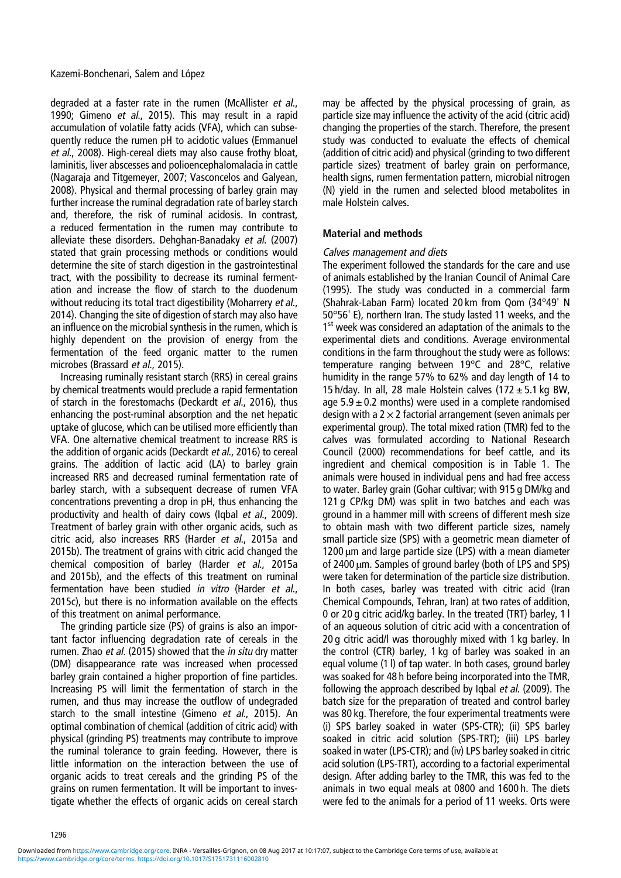degraded at a faster rate in the rumen (McAllister *et al.*, 1990; Gimeno *et al.*, 2015). This may result in a rapid accumulation of volatile fatty acids (VFA), which can subsequently reduce the rumen pH to acidotic values (Emmanuel *et al.*, 2008). High-cereal diets may also cause frothy bloat, laminitis, liver abscesses and polioencephalomalacia in cattle (Nagaraja and Titgemeyer, 2007; Vasconcelos and Galyean, 2008). Physical and thermal processing of barley grain may further increase the ruminal degradation rate of barley starch and, therefore, the risk of ruminal acidosis. In contrast, a reduced fermentation in the rumen may contribute to alleviate these disorders. Dehghan-Banadaky *et al.* (2007) stated that grain processing methods or conditions would determine the site of starch digestion in the gastrointestinal tract, with the possibility to decrease its ruminal fermentation and increase the flow of starch to the duodenum without reducing its total tract digestibility (Moharrery *et al.*, 2014). Changing the site of digestion of starch may also have an influence on the microbial synthesis in the rumen, which is highly dependent on the provision of energy from the fermentation of the feed organic matter to the rumen microbes (Brassard *et al.*, 2015).

Increasing ruminally resistant starch (RRS) in cereal grains by chemical treatments would preclude a rapid fermentation of starch in the forestomachs (Deckardt *et al.*, 2016), thus enhancing the post-ruminal absorption and the net hepatic uptake of glucose, which can be utilised more efficiently than VFA. One alternative chemical treatment to increase RRS is the addition of organic acids (Deckardt *et al.*, 2016) to cereal grains. The addition of lactic acid (LA) to barley grain increased RRS and decreased ruminal fermentation rate of barley starch, with a subsequent decrease of rumen VFA concentrations preventing a drop in pH, thus enhancing the productivity and health of dairy cows (Iqbal *et al.*, 2009). Treatment of barley grain with other organic acids, such as citric acid, also increases RRS (Harder *et al.*, 2015a and 2015b). The treatment of grains with citric acid changed the chemical composition of barley (Harder *et al.*, 2015a and 2015b), and the effects of this treatment on ruminal fermentation have been studied *in vitro* (Harder *et al.*, 2015c), but there is no information available on the effects of this treatment on animal performance.

The grinding particle size (PS) of grains is also an important factor influencing degradation rate of cereals in the rumen. Zhao *et al.* (2015) showed that the *in situ* dry matter (DM) disappearance rate was increased when processed barley grain contained a higher proportion of fine particles. Increasing PS will limit the fermentation of starch in the rumen, and thus may increase the outflow of undegraded starch to the small intestine (Gimeno *et al.*, 2015). An optimal combination of chemical (addition of citric acid) with physical (grinding PS) treatments may contribute to improve the ruminal tolerance to grain feeding. However, there is little information on the interaction between the use of organic acids to treat cereals and the grinding PS of the grains on rumen fermentation. It will be important to investigate whether the effects of organic acids on cereal starch may be affected by the physical processing of grain, as particle size may influence the activity of the acid (citric acid) changing the properties of the starch. Therefore, the present study was conducted to evaluate the effects of chemical (addition of citric acid) and physical (grinding to two different particle sizes) treatment of barley grain on performance, health signs, rumen fermentation pattern, microbial nitrogen (N) yield in the rumen and selected blood metabolites in male Holstein calves.

## Material and methods

### *Calves management and diets*

The experiment followed the standards for the care and use of animals established by the Iranian Council of Animal Care (1995). The study was conducted in a commercial farm (Shahrak-Laban Farm) located 20 km from Qom (34°49′ N 50°56′ E), northern Iran. The study lasted 11 weeks, and the 1st week was considered an adaptation of the animals to the experimental diets and conditions. Average environmental conditions in the farm throughout the study were as follows: temperature ranging between 19°C and 28°C, relative humidity in the range 57% to 62% and day length of 14 to 15 h/day. In all, 28 male Holstein calves ($172 \pm 5.1$ kg BW, age $5.9 \pm 0.2$ months) were used in a complete randomised design with a $2 \times 2$ factorial arrangement (seven animals per experimental group). The total mixed ration (TMR) fed to the calves was formulated according to National Research Council (2000) recommendations for beef cattle, and its ingredient and chemical composition is in Table 1. The animals were housed in individual pens and had free access to water. Barley grain (Gohar cultivar; with 915 g DM/kg and 121 g CP/kg DM) was split in two batches and each was ground in a hammer mill with screens of different mesh size to obtain mash with two different particle sizes, namely small particle size (SPS) with a geometric mean diameter of 1200 μm and large particle size (LPS) with a mean diameter of 2400 μm. Samples of ground barley (both of LPS and SPS) were taken for determination of the particle size distribution. In both cases, barley was treated with citric acid (Iran Chemical Compounds, Tehran, Iran) at two rates of addition, 0 or 20 g citric acid/kg barley. In the treated (TRT) barley, 1 l of an aqueous solution of citric acid with a concentration of 20 g citric acid/l was thoroughly mixed with 1 kg barley. In the control (CTR) barley, 1 kg of barley was soaked in an equal volume (1 l) of tap water. In both cases, ground barley was soaked for 48 h before being incorporated into the TMR, following the approach described by Iqbal *et al.* (2009). The batch size for the preparation of treated and control barley was 80 kg. Therefore, the four experimental treatments were (i) SPS barley soaked in water (SPS-CTR); (ii) SPS barley soaked in citric acid solution (SPS-TRT); (iii) LPS barley soaked in water (LPS-CTR); and (iv) LPS barley soaked in citric acid solution (LPS-TRT), according to a factorial experimental design. After adding barley to the TMR, this was fed to the animals in two equal meals at 0800 and 1600 h. The diets were fed to the animals for a period of 11 weeks. Orts were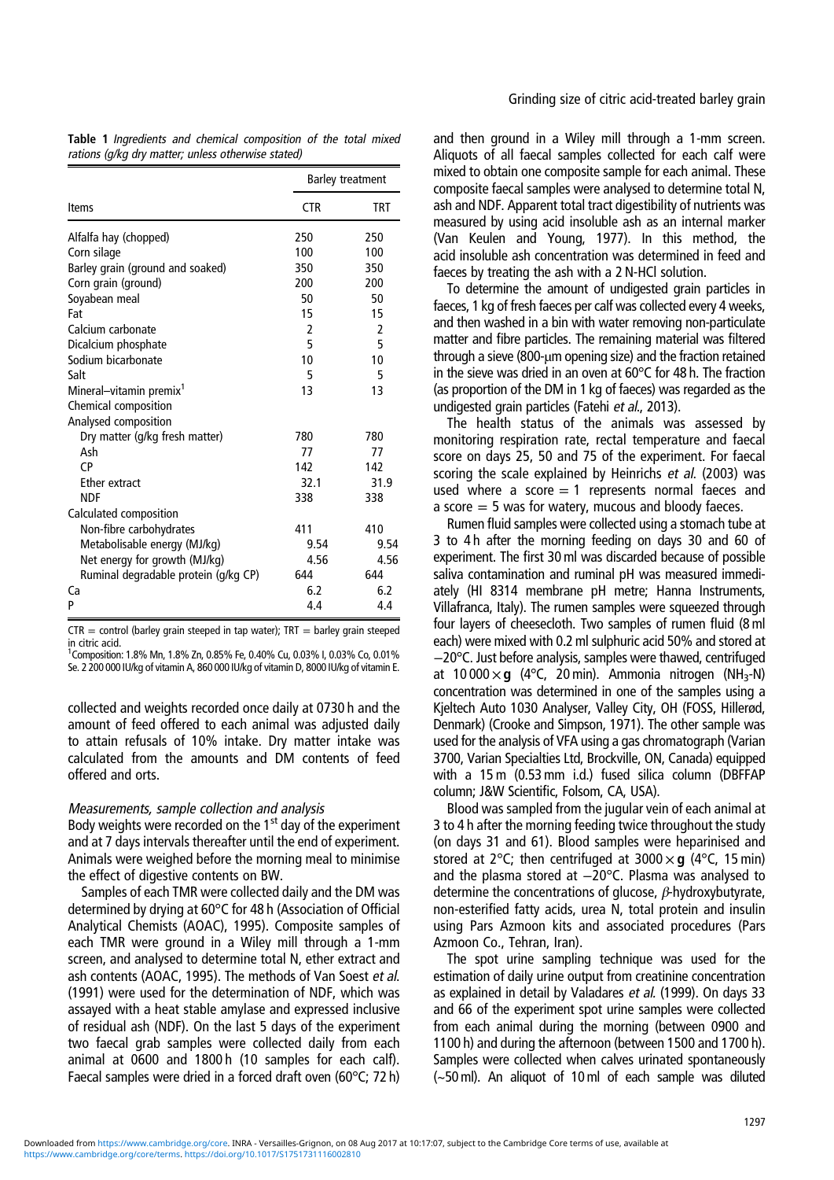**Table 1** *Ingredients and chemical composition of the total mixed rations (g/kg dry matter; unless otherwise stated)*

| Items | Barley treatment | |
|---|---|---|
| | CTR | TRT |
| Alfalfa hay (chopped) | 250 | 250 |
| Corn silage | 100 | 100 |
| Barley grain (ground and soaked) | 350 | 350 |
| Corn grain (ground) | 200 | 200 |
| Soyabean meal | 50 | 50 |
| Fat | 15 | 15 |
| Calcium carbonate | 2 | 2 |
| Dicalcium phosphate | 5 | 5 |
| Sodium bicarbonate | 10 | 10 |
| Salt | 5 | 5 |
| Mineral–vitamin premix[1] | 13 | 13 |
| Chemical composition | | |
| Analysed composition | | |
| Dry matter (g/kg fresh matter) | 780 | 780 |
| Ash | 77 | 77 |
| CP | 142 | 142 |
| Ether extract | 32.1 | 31.9 |
| NDF | 338 | 338 |
| Calculated composition | | |
| Non-fibre carbohydrates | 411 | 410 |
| Metabolisable energy (MJ/kg) | 9.54 | 9.54 |
| Net energy for growth (MJ/kg) | 4.56 | 4.56 |
| Ruminal degradable protein (g/kg CP) | 644 | 644 |
| Ca | 6.2 | 6.2 |
| P | 4.4 | 4.4 |

CTR = control (barley grain steeped in tap water); TRT = barley grain steeped in citric acid.
[1]Composition: 1.8% Mn, 1.8% Zn, 0.85% Fe, 0.40% Cu, 0.03% I, 0.03% Co, 0.01% Se. 2 200 000 IU/kg of vitamin A, 860 000 IU/kg of vitamin D, 8000 IU/kg of vitamin E.

collected and weights recorded once daily at 0730 h and the amount of feed offered to each animal was adjusted daily to attain refusals of 10% intake. Dry matter intake was calculated from the amounts and DM contents of feed offered and orts.

*Measurements, sample collection and analysis*

Body weights were recorded on the 1st day of the experiment and at 7 days intervals thereafter until the end of experiment. Animals were weighed before the morning meal to minimise the effect of digestive contents on BW.

Samples of each TMR were collected daily and the DM was determined by drying at 60°C for 48 h (Association of Official Analytical Chemists (AOAC), 1995). Composite samples of each TMR were ground in a Wiley mill through a 1-mm screen, and analysed to determine total N, ether extract and ash contents (AOAC, 1995). The methods of Van Soest *et al.* (1991) were used for the determination of NDF, which was assayed with a heat stable amylase and expressed inclusive of residual ash (NDF). On the last 5 days of the experiment two faecal grab samples were collected daily from each animal at 0600 and 1800 h (10 samples for each calf). Faecal samples were dried in a forced draft oven (60°C; 72 h) and then ground in a Wiley mill through a 1-mm screen. Aliquots of all faecal samples collected for each calf were mixed to obtain one composite sample for each animal. These composite faecal samples were analysed to determine total N, ash and NDF. Apparent total tract digestibility of nutrients was measured by using acid insoluble ash as an internal marker (Van Keulen and Young, 1977). In this method, the acid insoluble ash concentration was determined in feed and faeces by treating the ash with a 2 N-HCl solution.

To determine the amount of undigested grain particles in faeces, 1 kg of fresh faeces per calf was collected every 4 weeks, and then washed in a bin with water removing non-particulate matter and fibre particles. The remaining material was filtered through a sieve (800-μm opening size) and the fraction retained in the sieve was dried in an oven at 60°C for 48 h. The fraction (as proportion of the DM in 1 kg of faeces) was regarded as the undigested grain particles (Fatehi *et al.*, 2013).

The health status of the animals was assessed by monitoring respiration rate, rectal temperature and faecal score on days 25, 50 and 75 of the experiment. For faecal scoring the scale explained by Heinrichs *et al.* (2003) was used where a score = 1 represents normal faeces and a score = 5 was for watery, mucous and bloody faeces.

Rumen fluid samples were collected using a stomach tube at 3 to 4 h after the morning feeding on days 30 and 60 of experiment. The first 30 ml was discarded because of possible saliva contamination and ruminal pH was measured immediately (HI 8314 membrane pH metre; Hanna Instruments, Villafranca, Italy). The rumen samples were squeezed through four layers of cheesecloth. Two samples of rumen fluid (8 ml each) were mixed with 0.2 ml sulphuric acid 50% and stored at −20°C. Just before analysis, samples were thawed, centrifuged at 10 000 × **g** (4°C, 20 min). Ammonia nitrogen ($NH_3$-N) concentration was determined in one of the samples using a Kjeltech Auto 1030 Analyser, Valley City, OH (FOSS, Hillerød, Denmark) (Crooke and Simpson, 1971). The other sample was used for the analysis of VFA using a gas chromatograph (Varian 3700, Varian Specialties Ltd, Brockville, ON, Canada) equipped with a 15 m (0.53 mm i.d.) fused silica column (DBFFAP column; J&W Scientific, Folsom, CA, USA).

Blood was sampled from the jugular vein of each animal at 3 to 4 h after the morning feeding twice throughout the study (on days 31 and 61). Blood samples were heparinised and stored at 2°C; then centrifuged at 3000 × **g** (4°C, 15 min) and the plasma stored at −20°C. Plasma was analysed to determine the concentrations of glucose, $\beta$-hydroxybutyrate, non-esterified fatty acids, urea N, total protein and insulin using Pars Azmoon kits and associated procedures (Pars Azmoon Co., Tehran, Iran).

The spot urine sampling technique was used for the estimation of daily urine output from creatinine concentration as explained in detail by Valadares *et al.* (1999). On days 33 and 66 of the experiment spot urine samples were collected from each animal during the morning (between 0900 and 1100 h) and during the afternoon (between 1500 and 1700 h). Samples were collected when calves urinated spontaneously (~50 ml). An aliquot of 10 ml of each sample was diluted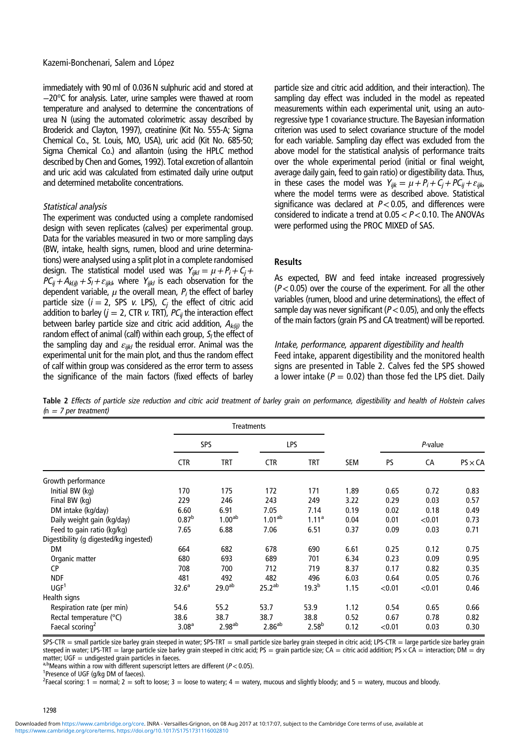immediately with 90 ml of 0.036 N sulphuric acid and stored at −20°C for analysis. Later, urine samples were thawed at room temperature and analysed to determine the concentrations of urea N (using the automated colorimetric assay described by Broderick and Clayton, 1997), creatinine (Kit No. 555-A; Sigma Chemical Co., St. Louis, MO, USA), uric acid (Kit No. 685-50; Sigma Chemical Co.) and allantoin (using the HPLC method described by Chen and Gomes, 1992). Total excretion of allantoin and uric acid was calculated from estimated daily urine output and determined metabolite concentrations.

### *Statistical analysis*

The experiment was conducted using a complete randomised design with seven replicates (calves) per experimental group. Data for the variables measured in two or more sampling days (BW, intake, health signs, rumen, blood and urine determinations) were analysed using a split plot in a complete randomised design. The statistical model used was $Y_{ijkl} = \mu + P_i + C_j + PC_{ij} + A_{k(ij)} + S_l + \varepsilon_{ijkl}$, where $Y_{ijkl}$ is each observation for the dependent variable, $\mu$ the overall mean, $P_i$ the effect of barley particle size ($i = 2$, SPS *v.* LPS), $C_j$ the effect of citric acid addition to barley ($j = 2$, CTR *v.* TRT), $PC_{ij}$ the interaction effect between barley particle size and citric acid addition, $A_{k(ij)}$ the random effect of animal (calf) within each group, $S_l$ the effect of the sampling day and $\varepsilon_{ijkl}$ the residual error. Animal was the experimental unit for the main plot, and thus the random effect of calf within group was considered as the error term to assess the significance of the main factors (fixed effects of barley particle size and citric acid addition, and their interaction). The sampling day effect was included in the model as repeated measurements within each experimental unit, using an autoregressive type 1 covariance structure. The Bayesian information criterion was used to select covariance structure of the model for each variable. Sampling day effect was excluded from the above model for the statistical analysis of performance traits over the whole experimental period (initial or final weight, average daily gain, feed to gain ratio) or digestibility data. Thus, in these cases the model was $Y_{ijk} = \mu + P_i + C_j + PC_{ij} + \varepsilon_{ijk}$, where the model terms were as described above. Statistical significance was declared at $P < 0.05$, and differences were considered to indicate a trend at $0.05 < P < 0.10$. The ANOVAs were performed using the PROC MIXED of SAS.

## Results

As expected, BW and feed intake increased progressively ($P < 0.05$) over the course of the experiment. For all the other variables (rumen, blood and urine determinations), the effect of sample day was never significant ($P < 0.05$), and only the effects of the main factors (grain PS and CA treatment) will be reported.

### *Intake, performance, apparent digestibility and health*

Feed intake, apparent digestibility and the monitored health signs are presented in Table 2. Calves fed the SPS showed a lower intake ($P = 0.02$) than those fed the LPS diet. Daily

**Table 2** *Effects of particle size reduction and citric acid treatment of barley grain on performance, digestibility and health of Holstein calves (n = 7 per treatment)*

| | Treatments | | | | | *P*-value | | |
|---|---|---|---|---|---|---|---|---|
| | SPS | | LPS | | | | | |
| | CTR | TRT | CTR | TRT | SEM | PS | CA | PS × CA |
| Growth performance | | | | | | | | |
| Initial BW (kg) | 170 | 175 | 172 | 171 | 1.89 | 0.65 | 0.72 | 0.83 |
| Final BW (kg) | 229 | 246 | 243 | 249 | 3.22 | 0.29 | 0.03 | 0.57 |
| DM intake (kg/day) | 6.60 | 6.91 | 7.05 | 7.14 | 0.19 | 0.02 | 0.18 | 0.49 |
| Daily weight gain (kg/day) | 0.87[b] | 1.00[ab] | 1.01[ab] | 1.11[a] | 0.04 | 0.01 | <0.01 | 0.73 |
| Feed to gain ratio (kg/kg) | 7.65 | 6.88 | 7.06 | 6.51 | 0.37 | 0.09 | 0.03 | 0.71 |
| Digestibility (g digested/kg ingested) | | | | | | | | |
| DM | 664 | 682 | 678 | 690 | 6.61 | 0.25 | 0.12 | 0.75 |
| Organic matter | 680 | 693 | 689 | 701 | 6.34 | 0.23 | 0.09 | 0.95 |
| CP | 708 | 700 | 712 | 719 | 8.37 | 0.17 | 0.82 | 0.35 |
| NDF | 481 | 492 | 482 | 496 | 6.03 | 0.64 | 0.05 | 0.76 |
| UGF[1] | 32.6[a] | 29.0[ab] | 25.2[ab] | 19.3[b] | 1.15 | <0.01 | <0.01 | 0.46 |
| Health signs | | | | | | | | |
| Respiration rate (per min) | 54.6 | 55.2 | 53.7 | 53.9 | 1.12 | 0.54 | 0.65 | 0.66 |
| Rectal temperature (°C) | 38.6 | 38.7 | 38.7 | 38.8 | 0.52 | 0.67 | 0.78 | 0.82 |
| Faecal scoring[2] | 3.08[a] | 2.98[ab] | 2.86[ab] | 2.58[b] | 0.12 | <0.01 | 0.03 | 0.30 |

SPS-CTR = small particle size barley grain steeped in water; SPS-TRT = small particle size barley grain steeped in citric acid; LPS-CTR = large particle size barley grain steeped in water; LPS-TRT = large particle size barley grain steeped in citric acid; PS = grain particle size; CA = citric acid addition; PS × CA = interaction; DM = dry matter; UGF = undigested grain particles in faeces.

[a,b]Means within a row with different superscript letters are different ($P < 0.05$).

[1]Presence of UGF (g/kg DM of faeces).

[2]Faecal scoring: 1 = normal; 2 = soft to loose; 3 = loose to watery; 4 = watery, mucous and slightly bloody; and 5 = watery, mucous and bloody.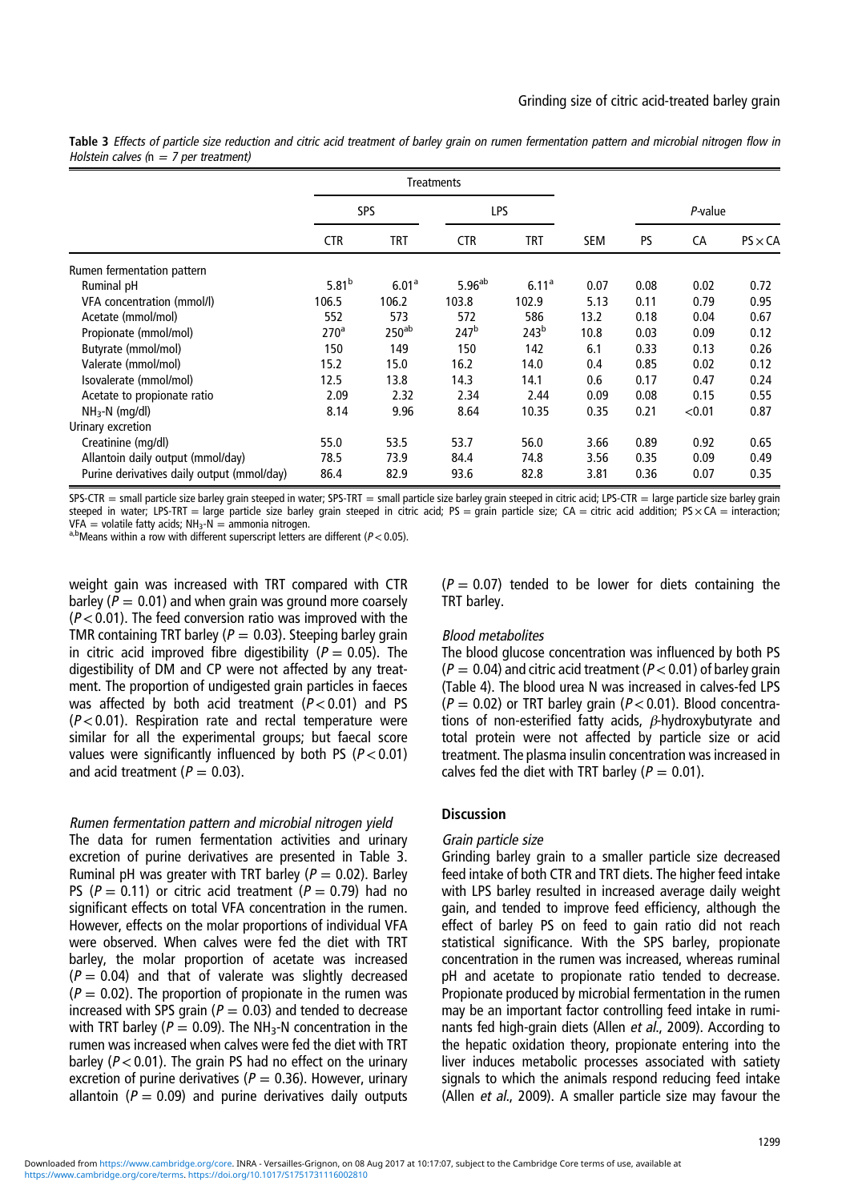**Table 3** *Effects of particle size reduction and citric acid treatment of barley grain on rumen fermentation pattern and microbial nitrogen flow in Holstein calves (*n *= 7 per treatment)*

| | Treatments | | | | | *P*-value | | |
|---|---|---|---|---|---|---|---|---|
| | SPS | | LPS | | | | | |
| | CTR | TRT | CTR | TRT | SEM | PS | CA | PS × CA |
| Rumen fermentation pattern | | | | | | | | |
| Ruminal pH | 5.81[b] | 6.01[a] | 5.96[ab] | 6.11[a] | 0.07 | 0.08 | 0.02 | 0.72 |
| VFA concentration (mmol/l) | 106.5 | 106.2 | 103.8 | 102.9 | 5.13 | 0.11 | 0.79 | 0.95 |
| Acetate (mmol/mol) | 552 | 573 | 572 | 586 | 13.2 | 0.18 | 0.04 | 0.67 |
| Propionate (mmol/mol) | 270[a] | 250[ab] | 247[b] | 243[b] | 10.8 | 0.03 | 0.09 | 0.12 |
| Butyrate (mmol/mol) | 150 | 149 | 150 | 142 | 6.1 | 0.33 | 0.13 | 0.26 |
| Valerate (mmol/mol) | 15.2 | 15.0 | 16.2 | 14.0 | 0.4 | 0.85 | 0.02 | 0.12 |
| Isovalerate (mmol/mol) | 12.5 | 13.8 | 14.3 | 14.1 | 0.6 | 0.17 | 0.47 | 0.24 |
| Acetate to propionate ratio | 2.09 | 2.32 | 2.34 | 2.44 | 0.09 | 0.08 | 0.15 | 0.55 |
| $NH_3$-N (mg/dl) | 8.14 | 9.96 | 8.64 | 10.35 | 0.35 | 0.21 | <0.01 | 0.87 |
| Urinary excretion | | | | | | | | |
| Creatinine (mg/dl) | 55.0 | 53.5 | 53.7 | 56.0 | 3.66 | 0.89 | 0.92 | 0.65 |
| Allantoin daily output (mmol/day) | 78.5 | 73.9 | 84.4 | 74.8 | 3.56 | 0.35 | 0.09 | 0.49 |
| Purine derivatives daily output (mmol/day) | 86.4 | 82.9 | 93.6 | 82.8 | 3.81 | 0.36 | 0.07 | 0.35 |

SPS-CTR = small particle size barley grain steeped in water; SPS-TRT = small particle size barley grain steeped in citric acid; LPS-CTR = large particle size barley grain steeped in water; LPS-TRT = large particle size barley grain steeped in citric acid; PS = grain particle size; CA = citric acid addition; PS × CA = interaction; VFA = volatile fatty acids; $NH_3$-N = ammonia nitrogen.
[a,b]Means within a row with different superscript letters are different ($P < 0.05$).

weight gain was increased with TRT compared with CTR barley ($P = 0.01$) and when grain was ground more coarsely ($P < 0.01$). The feed conversion ratio was improved with the TMR containing TRT barley ($P = 0.03$). Steeping barley grain in citric acid improved fibre digestibility ($P = 0.05$). The digestibility of DM and CP were not affected by any treatment. The proportion of undigested grain particles in faeces was affected by both acid treatment ($P < 0.01$) and PS ($P < 0.01$). Respiration rate and rectal temperature were similar for all the experimental groups; but faecal score values were significantly influenced by both PS ($P < 0.01$) and acid treatment ($P = 0.03$).

*Rumen fermentation pattern and microbial nitrogen yield*

The data for rumen fermentation activities and urinary excretion of purine derivatives are presented in Table 3. Ruminal pH was greater with TRT barley ($P = 0.02$). Barley PS ($P = 0.11$) or citric acid treatment ($P = 0.79$) had no significant effects on total VFA concentration in the rumen. However, effects on the molar proportions of individual VFA were observed. When calves were fed the diet with TRT barley, the molar proportion of acetate was increased ($P = 0.04$) and that of valerate was slightly decreased ($P = 0.02$). The proportion of propionate in the rumen was increased with SPS grain ($P = 0.03$) and tended to decrease with TRT barley ($P = 0.09$). The $NH_3$-N concentration in the rumen was increased when calves were fed the diet with TRT barley ($P < 0.01$). The grain PS had no effect on the urinary excretion of purine derivatives ($P = 0.36$). However, urinary allantoin ($P = 0.09$) and purine derivatives daily outputs ($P = 0.07$) tended to be lower for diets containing the TRT barley.

*Blood metabolites*

The blood glucose concentration was influenced by both PS ($P = 0.04$) and citric acid treatment ($P < 0.01$) of barley grain (Table 4). The blood urea N was increased in calves-fed LPS ($P = 0.02$) or TRT barley grain ($P < 0.01$). Blood concentrations of non-esterified fatty acids, $\beta$-hydroxybutyrate and total protein were not affected by particle size or acid treatment. The plasma insulin concentration was increased in calves fed the diet with TRT barley ($P = 0.01$).

## Discussion

*Grain particle size*

Grinding barley grain to a smaller particle size decreased feed intake of both CTR and TRT diets. The higher feed intake with LPS barley resulted in increased average daily weight gain, and tended to improve feed efficiency, although the effect of barley PS on feed to gain ratio did not reach statistical significance. With the SPS barley, propionate concentration in the rumen was increased, whereas ruminal pH and acetate to propionate ratio tended to decrease. Propionate produced by microbial fermentation in the rumen may be an important factor controlling feed intake in ruminants fed high-grain diets (Allen *et al*., 2009). According to the hepatic oxidation theory, propionate entering into the liver induces metabolic processes associated with satiety signals to which the animals respond reducing feed intake (Allen *et al*., 2009). A smaller particle size may favour the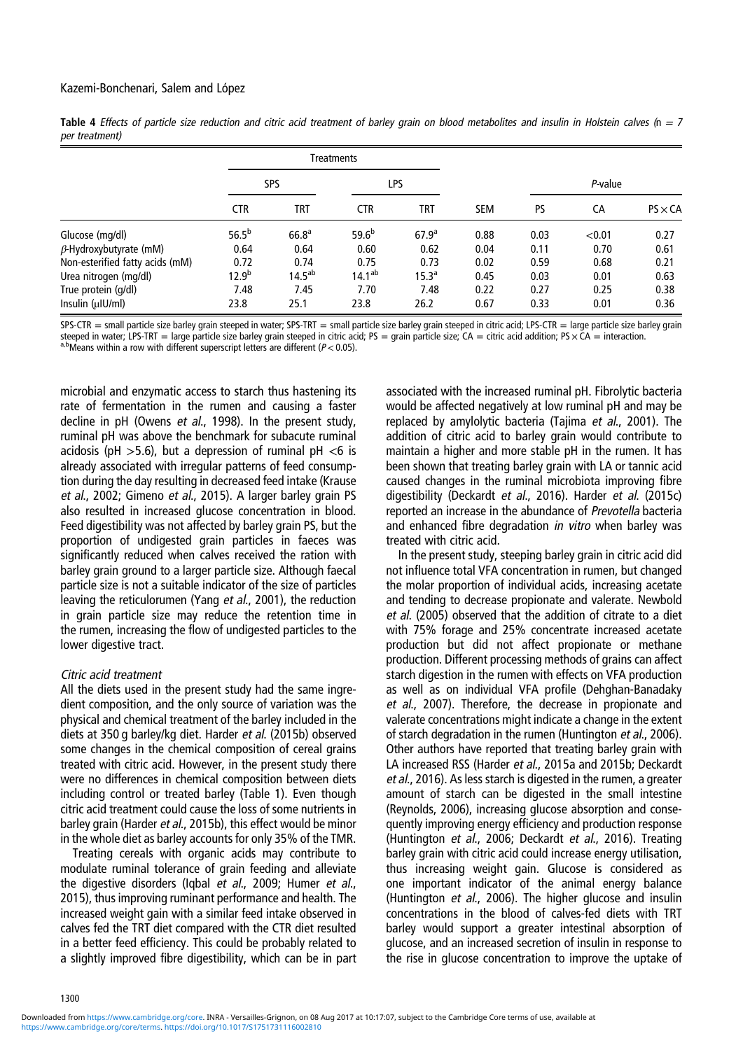**Table 4** *Effects of particle size reduction and citric acid treatment of barley grain on blood metabolites and insulin in Holstein calves (*n *= 7 per treatment)*

| | Treatments | | | | | *P*-value | | |
|---|---|---|---|---|---|---|---|---|
| | SPS | | LPS | | | | | |
| | CTR | TRT | CTR | TRT | SEM | PS | CA | PS × CA |
| Glucose (mg/dl) | 56.5[b] | 66.8[a] | 59.6[b] | 67.9[a] | 0.88 | 0.03 | <0.01 | 0.27 |
| β-Hydroxybutyrate (mM) | 0.64 | 0.64 | 0.60 | 0.62 | 0.04 | 0.11 | 0.70 | 0.61 |
| Non-esterified fatty acids (mM) | 0.72 | 0.74 | 0.75 | 0.73 | 0.02 | 0.59 | 0.68 | 0.21 |
| Urea nitrogen (mg/dl) | 12.9[b] | 14.5[ab] | 14.1[ab] | 15.3[a] | 0.45 | 0.03 | 0.01 | 0.63 |
| True protein (g/dl) | 7.48 | 7.45 | 7.70 | 7.48 | 0.22 | 0.27 | 0.25 | 0.38 |
| Insulin (μIU/ml) | 23.8 | 25.1 | 23.8 | 26.2 | 0.67 | 0.33 | 0.01 | 0.36 |

SPS-CTR = small particle size barley grain steeped in water; SPS-TRT = small particle size barley grain steeped in citric acid; LPS-CTR = large particle size barley grain steeped in water; LPS-TRT = large particle size barley grain steeped in citric acid; PS = grain particle size; CA = citric acid addition; PS × CA = interaction.
[a,b]Means within a row with different superscript letters are different ($P < 0.05$).

microbial and enzymatic access to starch thus hastening its rate of fermentation in the rumen and causing a faster decline in pH (Owens *et al.*, 1998). In the present study, ruminal pH was above the benchmark for subacute ruminal acidosis (pH >5.6), but a depression of ruminal pH <6 is already associated with irregular patterns of feed consumption during the day resulting in decreased feed intake (Krause *et al.*, 2002; Gimeno *et al.*, 2015). A larger barley grain PS also resulted in increased glucose concentration in blood. Feed digestibility was not affected by barley grain PS, but the proportion of undigested grain particles in faeces was significantly reduced when calves received the ration with barley grain ground to a larger particle size. Although faecal particle size is not a suitable indicator of the size of particles leaving the reticulorumen (Yang *et al.*, 2001), the reduction in grain particle size may reduce the retention time in the rumen, increasing the flow of undigested particles to the lower digestive tract.

*Citric acid treatment*

All the diets used in the present study had the same ingredient composition, and the only source of variation was the physical and chemical treatment of the barley included in the diets at 350 g barley/kg diet. Harder *et al.* (2015b) observed some changes in the chemical composition of cereal grains treated with citric acid. However, in the present study there were no differences in chemical composition between diets including control or treated barley (Table 1). Even though citric acid treatment could cause the loss of some nutrients in barley grain (Harder *et al.*, 2015b), this effect would be minor in the whole diet as barley accounts for only 35% of the TMR.

Treating cereals with organic acids may contribute to modulate ruminal tolerance of grain feeding and alleviate the digestive disorders (Iqbal *et al.*, 2009; Humer *et al.*, 2015), thus improving ruminant performance and health. The increased weight gain with a similar feed intake observed in calves fed the TRT diet compared with the CTR diet resulted in a better feed efficiency. This could be probably related to a slightly improved fibre digestibility, which can be in part associated with the increased ruminal pH. Fibrolytic bacteria would be affected negatively at low ruminal pH and may be replaced by amylolytic bacteria (Tajima *et al.*, 2001). The addition of citric acid to barley grain would contribute to maintain a higher and more stable pH in the rumen. It has been shown that treating barley grain with LA or tannic acid caused changes in the ruminal microbiota improving fibre digestibility (Deckardt *et al.*, 2016). Harder *et al.* (2015c) reported an increase in the abundance of *Prevotella* bacteria and enhanced fibre degradation *in vitro* when barley was treated with citric acid.

In the present study, steeping barley grain in citric acid did not influence total VFA concentration in rumen, but changed the molar proportion of individual acids, increasing acetate and tending to decrease propionate and valerate. Newbold *et al.* (2005) observed that the addition of citrate to a diet with 75% forage and 25% concentrate increased acetate production but did not affect propionate or methane production. Different processing methods of grains can affect starch digestion in the rumen with effects on VFA production as well as on individual VFA profile (Dehghan-Banadaky *et al.*, 2007). Therefore, the decrease in propionate and valerate concentrations might indicate a change in the extent of starch degradation in the rumen (Huntington *et al.*, 2006). Other authors have reported that treating barley grain with LA increased RSS (Harder *et al.*, 2015a and 2015b; Deckardt *et al.*, 2016). As less starch is digested in the rumen, a greater amount of starch can be digested in the small intestine (Reynolds, 2006), increasing glucose absorption and consequently improving energy efficiency and production response (Huntington *et al.*, 2006; Deckardt *et al.*, 2016). Treating barley grain with citric acid could increase energy utilisation, thus increasing weight gain. Glucose is considered as one important indicator of the animal energy balance (Huntington *et al.*, 2006). The higher glucose and insulin concentrations in the blood of calves-fed diets with TRT barley would support a greater intestinal absorption of glucose, and an increased secretion of insulin in response to the rise in glucose concentration to improve the uptake of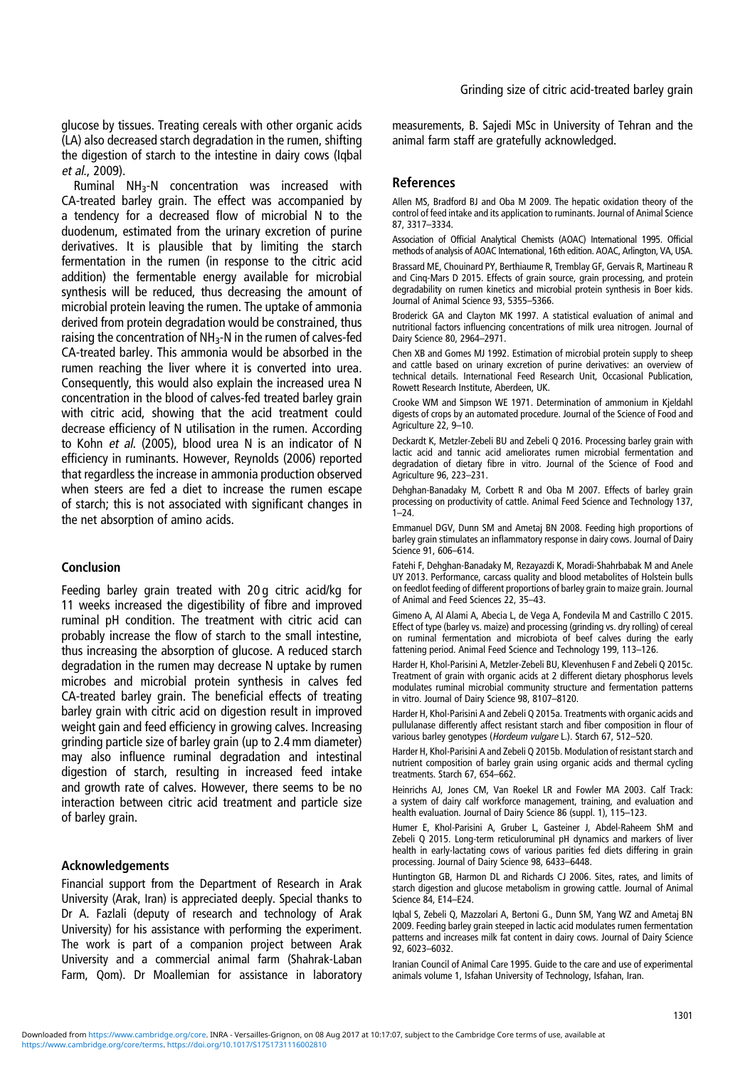glucose by tissues. Treating cereals with other organic acids (LA) also decreased starch degradation in the rumen, shifting the digestion of starch to the intestine in dairy cows (Iqbal *et al.*, 2009).

Ruminal $NH_3$-N concentration was increased with CA-treated barley grain. The effect was accompanied by a tendency for a decreased flow of microbial N to the duodenum, estimated from the urinary excretion of purine derivatives. It is plausible that by limiting the starch fermentation in the rumen (in response to the citric acid addition) the fermentable energy available for microbial synthesis will be reduced, thus decreasing the amount of microbial protein leaving the rumen. The uptake of ammonia derived from protein degradation would be constrained, thus raising the concentration of $NH_3$-N in the rumen of calves-fed CA-treated barley. This ammonia would be absorbed in the rumen reaching the liver where it is converted into urea. Consequently, this would also explain the increased urea N concentration in the blood of calves-fed treated barley grain with citric acid, showing that the acid treatment could decrease efficiency of N utilisation in the rumen. According to Kohn *et al.* (2005), blood urea N is an indicator of N efficiency in ruminants. However, Reynolds (2006) reported that regardless the increase in ammonia production observed when steers are fed a diet to increase the rumen escape of starch; this is not associated with significant changes in the net absorption of amino acids.

## Conclusion

Feeding barley grain treated with 20 g citric acid/kg for 11 weeks increased the digestibility of fibre and improved ruminal pH condition. The treatment with citric acid can probably increase the flow of starch to the small intestine, thus increasing the absorption of glucose. A reduced starch degradation in the rumen may decrease N uptake by rumen microbes and microbial protein synthesis in calves fed CA-treated barley grain. The beneficial effects of treating barley grain with citric acid on digestion result in improved weight gain and feed efficiency in growing calves. Increasing grinding particle size of barley grain (up to 2.4 mm diameter) may also influence ruminal degradation and intestinal digestion of starch, resulting in increased feed intake and growth rate of calves. However, there seems to be no interaction between citric acid treatment and particle size of barley grain.

## Acknowledgements

Financial support from the Department of Research in Arak University (Arak, Iran) is appreciated deeply. Special thanks to Dr A. Fazlali (deputy of research and technology of Arak University) for his assistance with performing the experiment. The work is part of a companion project between Arak University and a commercial animal farm (Shahrak-Laban Farm, Qom). Dr Moallemian for assistance in laboratory measurements, B. Sajedi MSc in University of Tehran and the animal farm staff are gratefully acknowledged.

## References

Allen MS, Bradford BJ and Oba M 2009. The hepatic oxidation theory of the control of feed intake and its application to ruminants. Journal of Animal Science 87, 3317–3334.

Association of Official Analytical Chemists (AOAC) International 1995. Official methods of analysis of AOAC International, 16th edition. AOAC, Arlington, VA, USA.

Brassard ME, Chouinard PY, Berthiaume R, Tremblay GF, Gervais R, Martineau R and Cinq-Mars D 2015. Effects of grain source, grain processing, and protein degradability on rumen kinetics and microbial protein synthesis in Boer kids. Journal of Animal Science 93, 5355–5366.

Broderick GA and Clayton MK 1997. A statistical evaluation of animal and nutritional factors influencing concentrations of milk urea nitrogen. Journal of Dairy Science 80, 2964–2971.

Chen XB and Gomes MJ 1992. Estimation of microbial protein supply to sheep and cattle based on urinary excretion of purine derivatives: an overview of technical details. International Feed Research Unit, Occasional Publication, Rowett Research Institute, Aberdeen, UK.

Crooke WM and Simpson WE 1971. Determination of ammonium in Kjeldahl digests of crops by an automated procedure. Journal of the Science of Food and Agriculture 22, 9–10.

Deckardt K, Metzler-Zebeli BU and Zebeli Q 2016. Processing barley grain with lactic acid and tannic acid ameliorates rumen microbial fermentation and degradation of dietary fibre in vitro. Journal of the Science of Food and Agriculture 96, 223–231.

Dehghan-Banadaky M, Corbett R and Oba M 2007. Effects of barley grain processing on productivity of cattle. Animal Feed Science and Technology 137, 1–24.

Emmanuel DGV, Dunn SM and Ametaj BN 2008. Feeding high proportions of barley grain stimulates an inflammatory response in dairy cows. Journal of Dairy Science 91, 606–614.

Fatehi F, Dehghan-Banadaky M, Rezayazdi K, Moradi-Shahrbabak M and Anele UY 2013. Performance, carcass quality and blood metabolites of Holstein bulls on feedlot feeding of different proportions of barley grain to maize grain. Journal of Animal and Feed Sciences 22, 35–43.

Gimeno A, Al Alami A, Abecia L, de Vega A, Fondevila M and Castrillo C 2015. Effect of type (barley vs. maize) and processing (grinding vs. dry rolling) of cereal on ruminal fermentation and microbiota of beef calves during the early fattening period. Animal Feed Science and Technology 199, 113–126.

Harder H, Khol-Parisini A, Metzler-Zebeli BU, Klevenhusen F and Zebeli Q 2015c. Treatment of grain with organic acids at 2 different dietary phosphorus levels modulates ruminal microbial community structure and fermentation patterns in vitro. Journal of Dairy Science 98, 8107–8120.

Harder H, Khol-Parisini A and Zebeli Q 2015a. Treatments with organic acids and pullulanase differently affect resistant starch and fiber composition in flour of various barley genotypes (*Hordeum vulgare* L.). Starch 67, 512–520.

Harder H, Khol-Parisini A and Zebeli Q 2015b. Modulation of resistant starch and nutrient composition of barley grain using organic acids and thermal cycling treatments. Starch 67, 654–662.

Heinrichs AJ, Jones CM, Van Roekel LR and Fowler MA 2003. Calf Track: a system of dairy calf workforce management, training, and evaluation and health evaluation. Journal of Dairy Science 86 (suppl. 1), 115–123.

Humer E, Khol-Parisini A, Gruber L, Gasteiner J, Abdel-Raheem ShM and Zebeli Q 2015. Long-term reticuloruminal pH dynamics and markers of liver health in early-lactating cows of various parities fed diets differing in grain processing. Journal of Dairy Science 98, 6433–6448.

Huntington GB, Harmon DL and Richards CJ 2006. Sites, rates, and limits of starch digestion and glucose metabolism in growing cattle. Journal of Animal Science 84, E14–E24.

Iqbal S, Zebeli Q, Mazzolari A, Bertoni G., Dunn SM, Yang WZ and Ametaj BN 2009. Feeding barley grain steeped in lactic acid modulates rumen fermentation patterns and increases milk fat content in dairy cows. Journal of Dairy Science 92, 6023–6032.

Iranian Council of Animal Care 1995. Guide to the care and use of experimental animals volume 1, Isfahan University of Technology, Isfahan, Iran.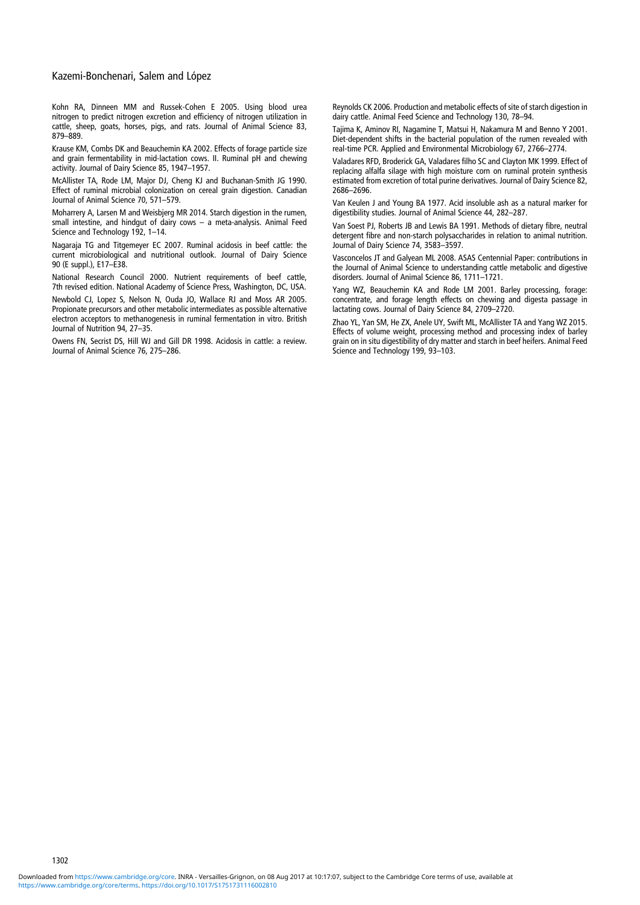Kohn RA, Dinneen MM and Russek-Cohen E 2005. Using blood urea nitrogen to predict nitrogen excretion and efficiency of nitrogen utilization in cattle, sheep, goats, horses, pigs, and rats. Journal of Animal Science 83, 879–889.

Krause KM, Combs DK and Beauchemin KA 2002. Effects of forage particle size and grain fermentability in mid-lactation cows. II. Ruminal pH and chewing activity. Journal of Dairy Science 85, 1947–1957.

McAllister TA, Rode LM, Major DJ, Cheng KJ and Buchanan-Smith JG 1990. Effect of ruminal microbial colonization on cereal grain digestion. Canadian Journal of Animal Science 70, 571–579.

Moharrery A, Larsen M and Weisbjerg MR 2014. Starch digestion in the rumen, small intestine, and hindgut of dairy cows – a meta-analysis. Animal Feed Science and Technology 192, 1–14.

Nagaraja TG and Titgemeyer EC 2007. Ruminal acidosis in beef cattle: the current microbiological and nutritional outlook. Journal of Dairy Science 90 (E suppl.), E17–E38.

National Research Council 2000. Nutrient requirements of beef cattle, 7th revised edition. National Academy of Science Press, Washington, DC, USA.

Newbold CJ, Lopez S, Nelson N, Ouda JO, Wallace RJ and Moss AR 2005. Propionate precursors and other metabolic intermediates as possible alternative electron acceptors to methanogenesis in ruminal fermentation in vitro. British Journal of Nutrition 94, 27–35.

Owens FN, Secrist DS, Hill WJ and Gill DR 1998. Acidosis in cattle: a review. Journal of Animal Science 76, 275–286.

Reynolds CK 2006. Production and metabolic effects of site of starch digestion in dairy cattle. Animal Feed Science and Technology 130, 78–94.

Tajima K, Aminov RI, Nagamine T, Matsui H, Nakamura M and Benno Y 2001. Diet-dependent shifts in the bacterial population of the rumen revealed with real-time PCR. Applied and Environmental Microbiology 67, 2766–2774.

Valadares RFD, Broderick GA, Valadares filho SC and Clayton MK 1999. Effect of replacing alfalfa silage with high moisture corn on ruminal protein synthesis estimated from excretion of total purine derivatives. Journal of Dairy Science 82, 2686–2696.

Van Keulen J and Young BA 1977. Acid insoluble ash as a natural marker for digestibility studies. Journal of Animal Science 44, 282–287.

Van Soest PJ, Roberts JB and Lewis BA 1991. Methods of dietary fibre, neutral detergent fibre and non-starch polysaccharides in relation to animal nutrition. Journal of Dairy Science 74, 3583–3597.

Vasconcelos JT and Galyean ML 2008. ASAS Centennial Paper: contributions in the Journal of Animal Science to understanding cattle metabolic and digestive disorders. Journal of Animal Science 86, 1711–1721.

Yang WZ, Beauchemin KA and Rode LM 2001. Barley processing, forage: concentrate, and forage length effects on chewing and digesta passage in lactating cows. Journal of Dairy Science 84, 2709–2720.

Zhao YL, Yan SM, He ZX, Anele UY, Swift ML, McAllister TA and Yang WZ 2015. Effects of volume weight, processing method and processing index of barley grain on in situ digestibility of dry matter and starch in beef heifers. Animal Feed Science and Technology 199, 93–103.